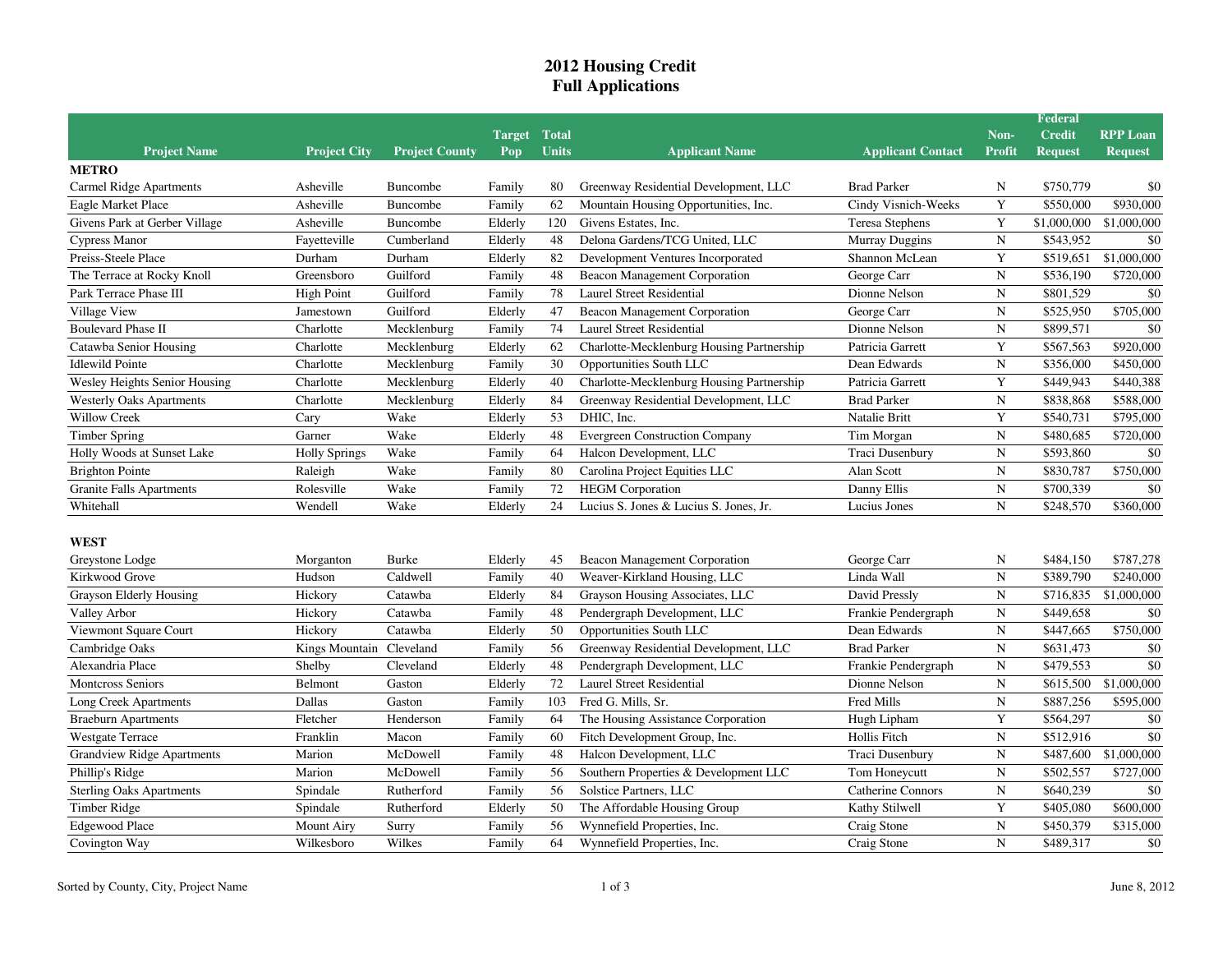# 2012 Housing Credit
## Full Applications

| Project Name | Project City | Project County | Target Pop | Total Units | Applicant Name | Applicant Contact | Non-Profit | Federal Credit Request | RPP Loan Request |
|---|---|---|---|---|---|---|---|---|---|
| **METRO** | | | | | | | | | |
| Carmel Ridge Apartments | Asheville | Buncombe | Family | 80 | Greenway Residential Development, LLC | Brad Parker | N | $750,779 | $0 |
| Eagle Market Place | Asheville | Buncombe | Family | 62 | Mountain Housing Opportunities, Inc. | Cindy Visnich-Weeks | Y | $550,000 | $930,000 |
| Givens Park at Gerber Village | Asheville | Buncombe | Elderly | 120 | Givens Estates, Inc. | Teresa Stephens | Y | $1,000,000 | $1,000,000 |
| Cypress Manor | Fayetteville | Cumberland | Elderly | 48 | Delona Gardens/TCG United, LLC | Murray Duggins | N | $543,952 | $0 |
| Preiss-Steele Place | Durham | Durham | Elderly | 82 | Development Ventures Incorporated | Shannon McLean | Y | $519,651 | $1,000,000 |
| The Terrace at Rocky Knoll | Greensboro | Guilford | Family | 48 | Beacon Management Corporation | George Carr | N | $536,190 | $720,000 |
| Park Terrace Phase III | High Point | Guilford | Family | 78 | Laurel Street Residential | Dionne Nelson | N | $801,529 | $0 |
| Village View | Jamestown | Guilford | Elderly | 47 | Beacon Management Corporation | George Carr | N | $525,950 | $705,000 |
| Boulevard Phase II | Charlotte | Mecklenburg | Family | 74 | Laurel Street Residential | Dionne Nelson | N | $899,571 | $0 |
| Catawba Senior Housing | Charlotte | Mecklenburg | Elderly | 62 | Charlotte-Mecklenburg Housing Partnership | Patricia Garrett | Y | $567,563 | $920,000 |
| Idlewild Pointe | Charlotte | Mecklenburg | Family | 30 | Opportunities South LLC | Dean Edwards | N | $356,000 | $450,000 |
| Wesley Heights Senior Housing | Charlotte | Mecklenburg | Elderly | 40 | Charlotte-Mecklenburg Housing Partnership | Patricia Garrett | Y | $449,943 | $440,388 |
| Westerly Oaks Apartments | Charlotte | Mecklenburg | Elderly | 84 | Greenway Residential Development, LLC | Brad Parker | N | $838,868 | $588,000 |
| Willow Creek | Cary | Wake | Elderly | 53 | DHIC, Inc. | Natalie Britt | Y | $540,731 | $795,000 |
| Timber Spring | Garner | Wake | Elderly | 48 | Evergreen Construction Company | Tim Morgan | N | $480,685 | $720,000 |
| Holly Woods at Sunset Lake | Holly Springs | Wake | Family | 64 | Halcon Development, LLC | Traci Dusenbury | N | $593,860 | $0 |
| Brighton Pointe | Raleigh | Wake | Family | 80 | Carolina Project Equities LLC | Alan Scott | N | $830,787 | $750,000 |
| Granite Falls Apartments | Rolesville | Wake | Family | 72 | HEGM Corporation | Danny Ellis | N | $700,339 | $0 |
| Whitehall | Wendell | Wake | Elderly | 24 | Lucius S. Jones & Lucius S. Jones, Jr. | Lucius Jones | N | $248,570 | $360,000 |
| **WEST** | | | | | | | | | |
| Greystone Lodge | Morganton | Burke | Elderly | 45 | Beacon Management Corporation | George Carr | N | $484,150 | $787,278 |
| Kirkwood Grove | Hudson | Caldwell | Family | 40 | Weaver-Kirkland Housing, LLC | Linda Wall | N | $389,790 | $240,000 |
| Grayson Elderly Housing | Hickory | Catawba | Elderly | 84 | Grayson Housing Associates, LLC | David Pressly | N | $716,835 | $1,000,000 |
| Valley Arbor | Hickory | Catawba | Family | 48 | Pendergraph Development, LLC | Frankie Pendergraph | N | $449,658 | $0 |
| Viewmont Square Court | Hickory | Catawba | Elderly | 50 | Opportunities South LLC | Dean Edwards | N | $447,665 | $750,000 |
| Cambridge Oaks | Kings Mountain | Cleveland | Family | 56 | Greenway Residential Development, LLC | Brad Parker | N | $631,473 | $0 |
| Alexandria Place | Shelby | Cleveland | Elderly | 48 | Pendergraph Development, LLC | Frankie Pendergraph | N | $479,553 | $0 |
| Montcross Seniors | Belmont | Gaston | Elderly | 72 | Laurel Street Residential | Dionne Nelson | N | $615,500 | $1,000,000 |
| Long Creek Apartments | Dallas | Gaston | Family | 103 | Fred G. Mills, Sr. | Fred Mills | N | $887,256 | $595,000 |
| Braeburn Apartments | Fletcher | Henderson | Family | 64 | The Housing Assistance Corporation | Hugh Lipham | Y | $564,297 | $0 |
| Westgate Terrace | Franklin | Macon | Family | 60 | Fitch Development Group, Inc. | Hollis Fitch | N | $512,916 | $0 |
| Grandview Ridge Apartments | Marion | McDowell | Family | 48 | Halcon Development, LLC | Traci Dusenbury | N | $487,600 | $1,000,000 |
| Phillip's Ridge | Marion | McDowell | Family | 56 | Southern Properties & Development LLC | Tom Honeycutt | N | $502,557 | $727,000 |
| Sterling Oaks Apartments | Spindale | Rutherford | Family | 56 | Solstice Partners, LLC | Catherine Connors | N | $640,239 | $0 |
| Timber Ridge | Spindale | Rutherford | Elderly | 50 | The Affordable Housing Group | Kathy Stilwell | Y | $405,080 | $600,000 |
| Edgewood Place | Mount Airy | Surry | Family | 56 | Wynnefield Properties, Inc. | Craig Stone | N | $450,379 | $315,000 |
| Covington Way | Wilkesboro | Wilkes | Family | 64 | Wynnefield Properties, Inc. | Craig Stone | N | $489,317 | $0 |

Sorted by County, City, Project Name

June 8, 2012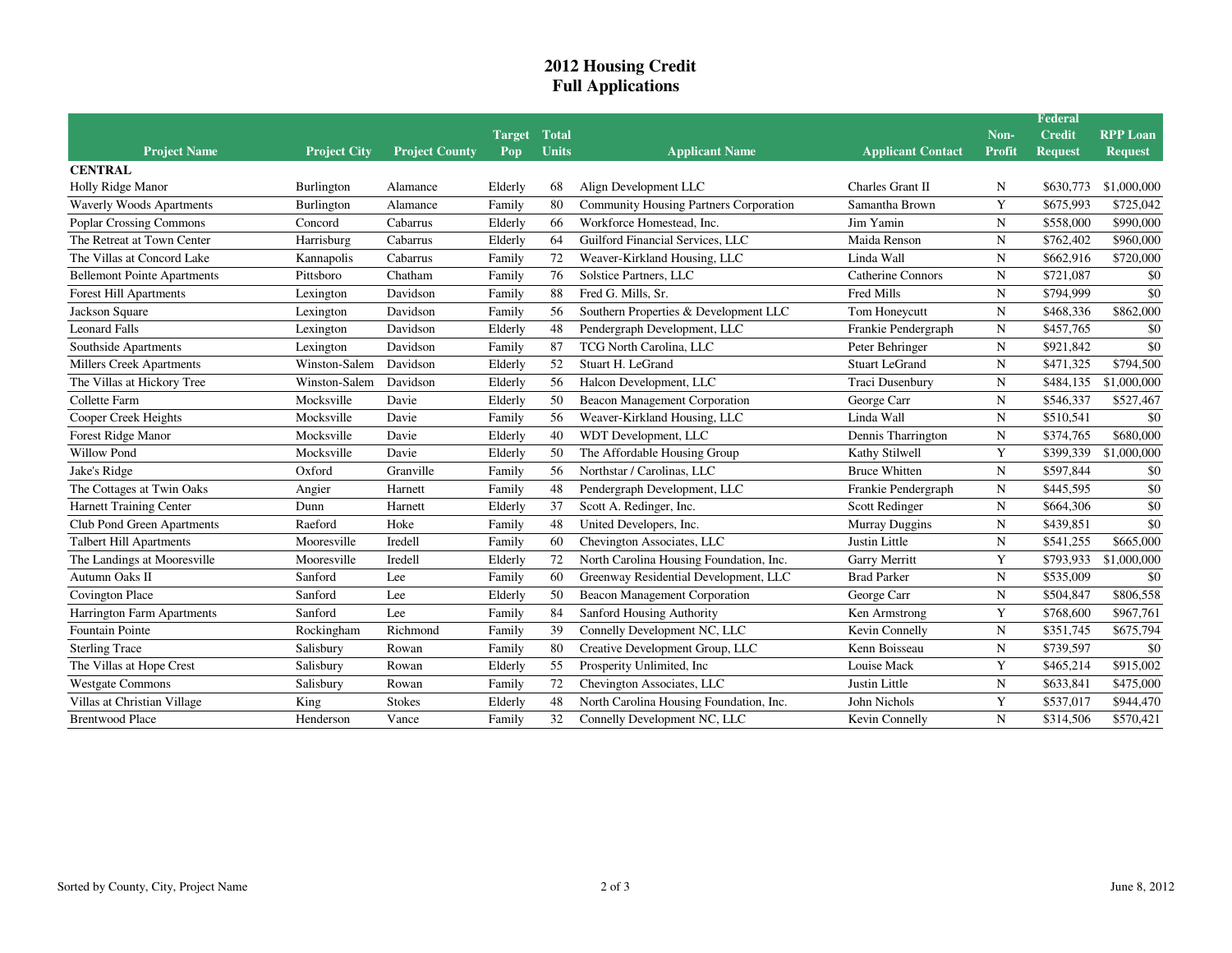# 2012 Housing Credit
## Full Applications

| Project Name | Project City | Project County | Target Pop | Total Units | Applicant Name | Applicant Contact | Non-Profit | Federal Credit Request | RPP Loan Request |
|---|---|---|---|---|---|---|---|---|---|
| **CENTRAL** | | | | | | | | | |
| Holly Ridge Manor | Burlington | Alamance | Elderly | 68 | Align Development LLC | Charles Grant II | N | $630,773 | $1,000,000 |
| Waverly Woods Apartments | Burlington | Alamance | Family | 80 | Community Housing Partners Corporation | Samantha Brown | Y | $675,993 | $725,042 |
| Poplar Crossing Commons | Concord | Cabarrus | Elderly | 66 | Workforce Homestead, Inc. | Jim Yamin | N | $558,000 | $990,000 |
| The Retreat at Town Center | Harrisburg | Cabarrus | Elderly | 64 | Guilford Financial Services, LLC | Maida Renson | N | $762,402 | $960,000 |
| The Villas at Concord Lake | Kannapolis | Cabarrus | Family | 72 | Weaver-Kirkland Housing, LLC | Linda Wall | N | $662,916 | $720,000 |
| Bellemont Pointe Apartments | Pittsboro | Chatham | Family | 76 | Solstice Partners, LLC | Catherine Connors | N | $721,087 | $0 |
| Forest Hill Apartments | Lexington | Davidson | Family | 88 | Fred G. Mills, Sr. | Fred Mills | N | $794,999 | $0 |
| Jackson Square | Lexington | Davidson | Family | 56 | Southern Properties & Development LLC | Tom Honeycutt | N | $468,336 | $862,000 |
| Leonard Falls | Lexington | Davidson | Elderly | 48 | Pendergraph Development, LLC | Frankie Pendergraph | N | $457,765 | $0 |
| Southside Apartments | Lexington | Davidson | Family | 87 | TCG North Carolina, LLC | Peter Behringer | N | $921,842 | $0 |
| Millers Creek Apartments | Winston-Salem | Davidson | Elderly | 52 | Stuart H. LeGrand | Stuart LeGrand | N | $471,325 | $794,500 |
| The Villas at Hickory Tree | Winston-Salem | Davidson | Elderly | 56 | Halcon Development, LLC | Traci Dusenbury | N | $484,135 | $1,000,000 |
| Collette Farm | Mocksville | Davie | Elderly | 50 | Beacon Management Corporation | George Carr | N | $546,337 | $527,467 |
| Cooper Creek Heights | Mocksville | Davie | Family | 56 | Weaver-Kirkland Housing, LLC | Linda Wall | N | $510,541 | $0 |
| Forest Ridge Manor | Mocksville | Davie | Elderly | 40 | WDT Development, LLC | Dennis Tharrington | N | $374,765 | $680,000 |
| Willow Pond | Mocksville | Davie | Elderly | 50 | The Affordable Housing Group | Kathy Stilwell | Y | $399,339 | $1,000,000 |
| Jake's Ridge | Oxford | Granville | Family | 56 | Northstar / Carolinas, LLC | Bruce Whitten | N | $597,844 | $0 |
| The Cottages at Twin Oaks | Angier | Harnett | Family | 48 | Pendergraph Development, LLC | Frankie Pendergraph | N | $445,595 | $0 |
| Harnett Training Center | Dunn | Harnett | Elderly | 37 | Scott A. Redinger, Inc. | Scott Redinger | N | $664,306 | $0 |
| Club Pond Green Apartments | Raeford | Hoke | Family | 48 | United Developers, Inc. | Murray Duggins | N | $439,851 | $0 |
| Talbert Hill Apartments | Mooresville | Iredell | Family | 60 | Chevington Associates, LLC | Justin Little | N | $541,255 | $665,000 |
| The Landings at Mooresville | Mooresville | Iredell | Elderly | 72 | North Carolina Housing Foundation, Inc. | Garry Merritt | Y | $793,933 | $1,000,000 |
| Autumn Oaks II | Sanford | Lee | Family | 60 | Greenway Residential Development, LLC | Brad Parker | N | $535,009 | $0 |
| Covington Place | Sanford | Lee | Elderly | 50 | Beacon Management Corporation | George Carr | N | $504,847 | $806,558 |
| Harrington Farm Apartments | Sanford | Lee | Family | 84 | Sanford Housing Authority | Ken Armstrong | Y | $768,600 | $967,761 |
| Fountain Pointe | Rockingham | Richmond | Family | 39 | Connelly Development NC, LLC | Kevin Connelly | N | $351,745 | $675,794 |
| Sterling Trace | Salisbury | Rowan | Family | 80 | Creative Development Group, LLC | Kenn Boisseau | N | $739,597 | $0 |
| The Villas at Hope Crest | Salisbury | Rowan | Elderly | 55 | Prosperity Unlimited, Inc | Louise Mack | Y | $465,214 | $915,002 |
| Westgate Commons | Salisbury | Rowan | Family | 72 | Chevington Associates, LLC | Justin Little | N | $633,841 | $475,000 |
| Villas at Christian Village | King | Stokes | Elderly | 48 | North Carolina Housing Foundation, Inc. | John Nichols | Y | $537,017 | $944,470 |
| Brentwood Place | Henderson | Vance | Family | 32 | Connelly Development NC, LLC | Kevin Connelly | N | $314,506 | $570,421 |

Sorted by County, City, Project Name

June 8, 2012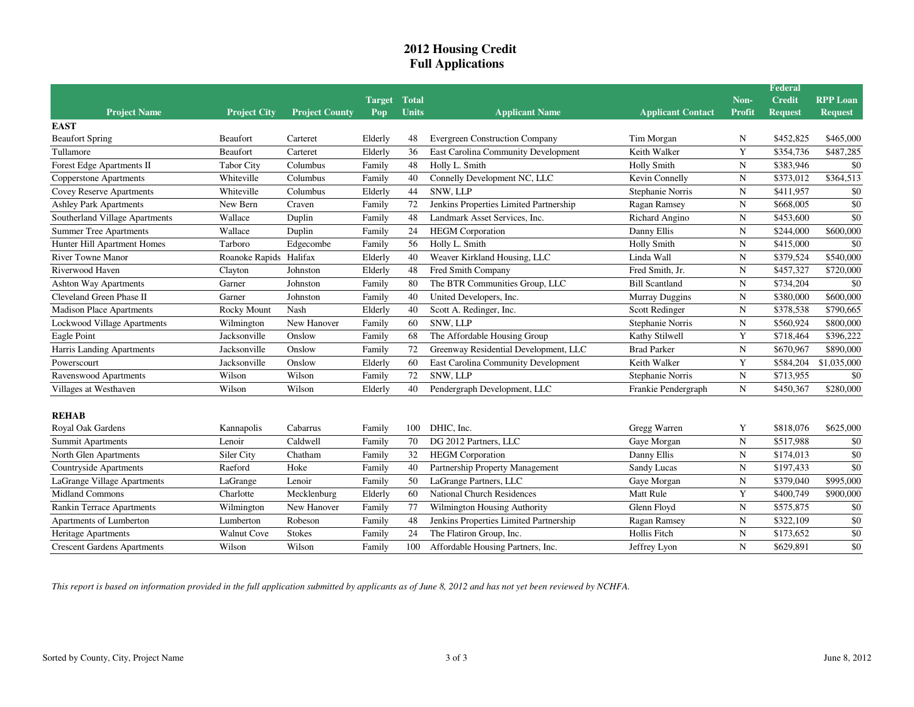# 2012 Housing Credit
## Full Applications

| Project Name | Project City | Project County | Target Pop | Total Units | Applicant Name | Applicant Contact | Non-Profit | Federal Credit Request | RPP Loan Request |
|---|---|---|---|---|---|---|---|---|---|
| **EAST** | | | | | | | | | |
| Beaufort Spring | Beaufort | Carteret | Elderly | 48 | Evergreen Construction Company | Tim Morgan | N | $452,825 | $465,000 |
| Tullamore | Beaufort | Carteret | Elderly | 36 | East Carolina Community Development | Keith Walker | Y | $354,736 | $487,285 |
| Forest Edge Apartments II | Tabor City | Columbus | Family | 48 | Holly L. Smith | Holly Smith | N | $383,946 | $0 |
| Copperstone Apartments | Whiteville | Columbus | Family | 40 | Connelly Development NC, LLC | Kevin Connelly | N | $373,012 | $364,513 |
| Covey Reserve Apartments | Whiteville | Columbus | Elderly | 44 | SNW, LLP | Stephanie Norris | N | $411,957 | $0 |
| Ashley Park Apartments | New Bern | Craven | Family | 72 | Jenkins Properties Limited Partnership | Ragan Ramsey | N | $668,005 | $0 |
| Southerland Village Apartments | Wallace | Duplin | Family | 48 | Landmark Asset Services, Inc. | Richard Angino | N | $453,600 | $0 |
| Summer Tree Apartments | Wallace | Duplin | Family | 24 | HEGM Corporation | Danny Ellis | N | $244,000 | $600,000 |
| Hunter Hill Apartment Homes | Tarboro | Edgecombe | Family | 56 | Holly L. Smith | Holly Smith | N | $415,000 | $0 |
| River Towne Manor | Roanoke Rapids | Halifax | Elderly | 40 | Weaver Kirkland Housing, LLC | Linda Wall | N | $379,524 | $540,000 |
| Riverwood Haven | Clayton | Johnston | Elderly | 48 | Fred Smith Company | Fred Smith, Jr. | N | $457,327 | $720,000 |
| Ashton Way Apartments | Garner | Johnston | Family | 80 | The BTR Communities Group, LLC | Bill Scantland | N | $734,204 | $0 |
| Cleveland Green Phase II | Garner | Johnston | Family | 40 | United Developers, Inc. | Murray Duggins | N | $380,000 | $600,000 |
| Madison Place Apartments | Rocky Mount | Nash | Elderly | 40 | Scott A. Redinger, Inc. | Scott Redinger | N | $378,538 | $790,665 |
| Lockwood Village Apartments | Wilmington | New Hanover | Family | 60 | SNW, LLP | Stephanie Norris | N | $560,924 | $800,000 |
| Eagle Point | Jacksonville | Onslow | Family | 68 | The Affordable Housing Group | Kathy Stilwell | Y | $718,464 | $396,222 |
| Harris Landing Apartments | Jacksonville | Onslow | Family | 72 | Greenway Residential Development, LLC | Brad Parker | N | $670,967 | $890,000 |
| Powerscourt | Jacksonville | Onslow | Elderly | 60 | East Carolina Community Development | Keith Walker | Y | $584,204 | $1,035,000 |
| Ravenswood Apartments | Wilson | Wilson | Family | 72 | SNW, LLP | Stephanie Norris | N | $713,955 | $0 |
| Villages at Westhaven | Wilson | Wilson | Elderly | 40 | Pendergraph Development, LLC | Frankie Pendergraph | N | $450,367 | $280,000 |
| **REHAB** | | | | | | | | | |
| Royal Oak Gardens | Kannapolis | Cabarrus | Family | 100 | DHIC, Inc. | Gregg Warren | Y | $818,076 | $625,000 |
| Summit Apartments | Lenoir | Caldwell | Family | 70 | DG 2012 Partners, LLC | Gaye Morgan | N | $517,988 | $0 |
| North Glen Apartments | Siler City | Chatham | Family | 32 | HEGM Corporation | Danny Ellis | N | $174,013 | $0 |
| Countryside Apartments | Raeford | Hoke | Family | 40 | Partnership Property Management | Sandy Lucas | N | $197,433 | $0 |
| LaGrange Village Apartments | LaGrange | Lenoir | Family | 50 | LaGrange Partners, LLC | Gaye Morgan | N | $379,040 | $995,000 |
| Midland Commons | Charlotte | Mecklenburg | Elderly | 60 | National Church Residences | Matt Rule | Y | $400,749 | $900,000 |
| Rankin Terrace Apartments | Wilmington | New Hanover | Family | 77 | Wilmington Housing Authority | Glenn Floyd | N | $575,875 | $0 |
| Apartments of Lumberton | Lumberton | Robeson | Family | 48 | Jenkins Properties Limited Partnership | Ragan Ramsey | N | $322,109 | $0 |
| Heritage Apartments | Walnut Cove | Stokes | Family | 24 | The Flatiron Group, Inc. | Hollis Fitch | N | $173,652 | $0 |
| Crescent Gardens Apartments | Wilson | Wilson | Family | 100 | Affordable Housing Partners, Inc. | Jeffrey Lyon | N | $629,891 | $0 |

*This report is based on information provided in the full application submitted by applicants as of June 8, 2012 and has not yet been reviewed by NCHFA.*

Sorted by County, City, Project Name

June 8, 2012